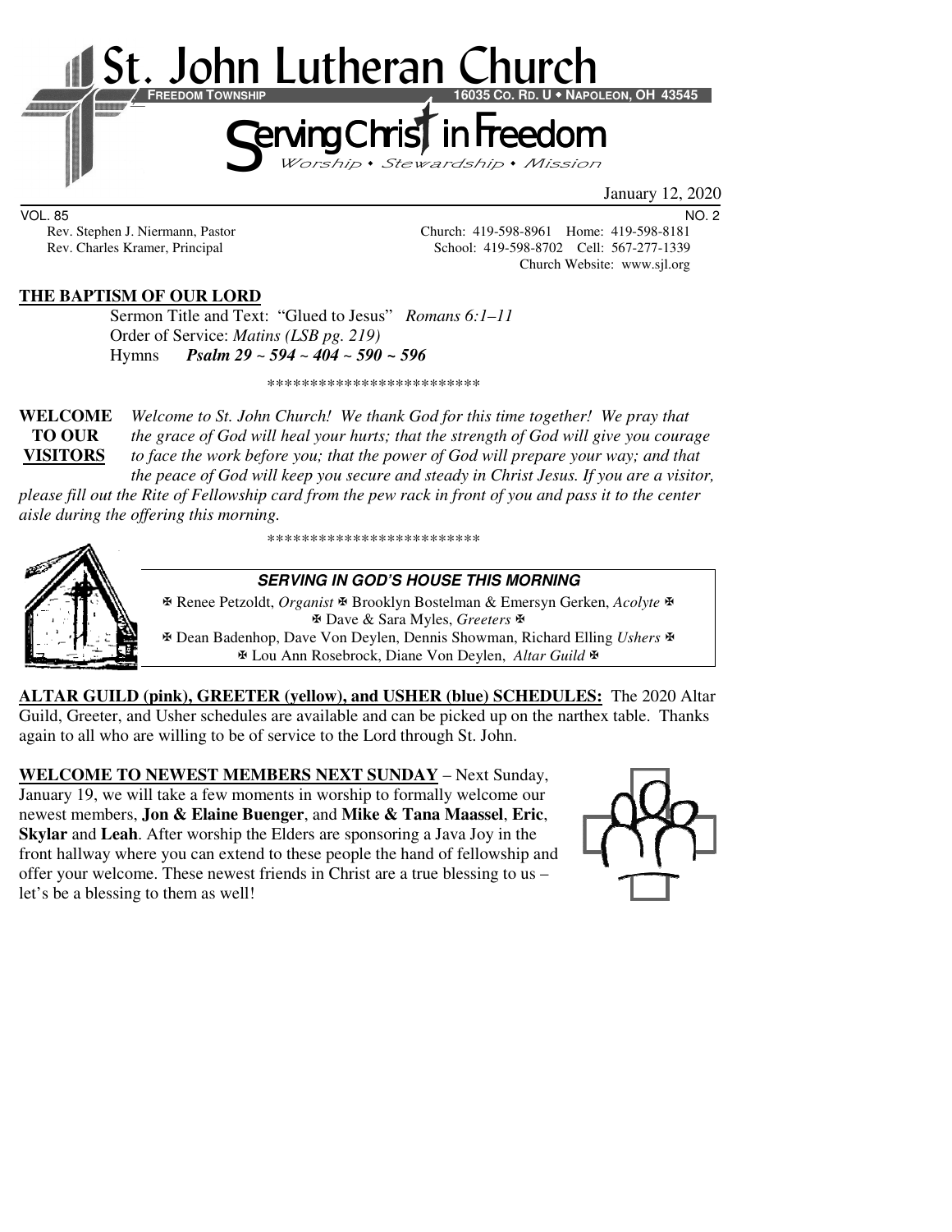# St. John Lutheran Church

**FREEDOM TOWNSHIP** — **16035 CO. RD. U • NAPOLEON, OH 43545**

## Serving Christ in Freedom

*Worship • Stewardship • Mission*

January 12, 2020

VOL. 85 — NO. 2

Rev. Stephen J. Niermann, Pastor — Church: 419-598-8961 Home: 419-598-8181

Rev. Charles Kramer, Principal — School: 419-598-8702 Cell: 567-277-1339

Church Website: www.sjl.org

**THE BAPTISM OF OUR LORD**

Sermon Title and Text: "Glued to Jesus" *Romans 6:1–11*

Order of Service: *Matins (LSB pg. 219)*

Hymns ***Psalm 29 ~ 594 ~ 404 ~ 590 ~ 596***

*************************

**WELCOME TO OUR VISITORS** *Welcome to St. John Church! We thank God for this time together! We pray that the grace of God will heal your hurts; that the strength of God will give you courage to face the work before you; that the power of God will prepare your way; and that the peace of God will keep you secure and steady in Christ Jesus. If you are a visitor, please fill out the Rite of Fellowship card from the pew rack in front of you and pass it to the center aisle during the offering this morning.*

*************************

***SERVING IN GOD'S HOUSE THIS MORNING***

✠ Renee Petzoldt, *Organist* ✠ Brooklyn Bostelman & Emersyn Gerken, *Acolyte* ✠

✠ Dave & Sara Myles, *Greeters* ✠

✠ Dean Badenhop, Dave Von Deylen, Dennis Showman, Richard Elling *Ushers* ✠

✠ Lou Ann Rosebrock, Diane Von Deylen, *Altar Guild* ✠

**ALTAR GUILD (pink), GREETER (yellow), and USHER (blue) SCHEDULES:** The 2020 Altar Guild, Greeter, and Usher schedules are available and can be picked up on the narthex table. Thanks again to all who are willing to be of service to the Lord through St. John.

**WELCOME TO NEWEST MEMBERS NEXT SUNDAY** – Next Sunday, January 19, we will take a few moments in worship to formally welcome our newest members, **Jon & Elaine Buenger**, and **Mike & Tana Maassel**, **Eric**, **Skylar** and **Leah**. After worship the Elders are sponsoring a Java Joy in the front hallway where you can extend to these people the hand of fellowship and offer your welcome. These newest friends in Christ are a true blessing to us – let's be a blessing to them as well!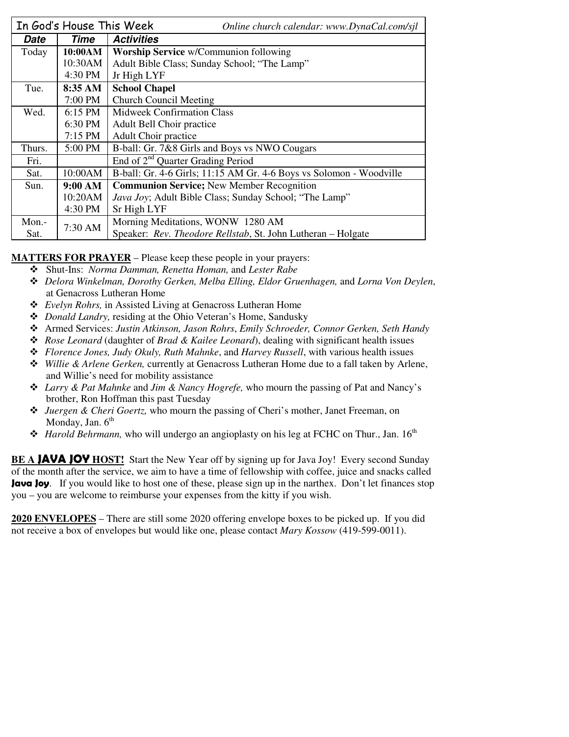| In God's House This Week | | *Online church calendar: www.DynaCal.com/sjl* |
|---|---|---|
| ***Date*** | ***Time*** | ***Activities*** |
| Today | **10:00AM** | **Worship Service** w/Communion following |
| | 10:30AM | Adult Bible Class; Sunday School; "The Lamp" |
| | 4:30 PM | Jr High LYF |
| Tue. | **8:35 AM** | **School Chapel** |
| | 7:00 PM | Church Council Meeting |
| Wed. | 6:15 PM | Midweek Confirmation Class |
| | 6:30 PM | Adult Bell Choir practice |
| | 7:15 PM | Adult Choir practice |
| Thurs. | 5:00 PM | B-ball: Gr. 7&8 Girls and Boys vs NWO Cougars |
| Fri. | | End of 2nd Quarter Grading Period |
| Sat. | 10:00AM | B-ball: Gr. 4-6 Girls; 11:15 AM Gr. 4-6 Boys vs Solomon - Woodville |
| Sun. | **9:00 AM** | **Communion Service;** New Member Recognition |
| | 10:20AM | *Java Joy*; Adult Bible Class; Sunday School; "The Lamp" |
| | 4:30 PM | Sr High LYF |
| Mon.-Sat. | 7:30 AM | Morning Meditations, WONW 1280 AM<br>Speaker: *Rev. Theodore Rellstab*, St. John Lutheran – Holgate |

**MATTERS FOR PRAYER** – Please keep these people in your prayers:

- Shut-Ins: *Norma Damman, Renetta Homan,* and *Lester Rabe*
- *Delora Winkelman, Dorothy Gerken, Melba Elling, Eldor Gruenhagen,* and *Lorna Von Deylen*, at Genacross Lutheran Home
- *Evelyn Rohrs,* in Assisted Living at Genacross Lutheran Home
- *Donald Landry,* residing at the Ohio Veteran's Home, Sandusky
- Armed Services: *Justin Atkinson, Jason Rohrs*, *Emily Schroeder, Connor Gerken, Seth Handy*
- *Rose Leonard* (daughter of *Brad & Kailee Leonard*), dealing with significant health issues
- *Florence Jones, Judy Okuly, Ruth Mahnke*, and *Harvey Russell*, with various health issues
- *Willie & Arlene Gerken,* currently at Genacross Lutheran Home due to a fall taken by Arlene, and Willie's need for mobility assistance
- *Larry & Pat Mahnke* and *Jim & Nancy Hogrefe,* who mourn the passing of Pat and Nancy's brother, Ron Hoffman this past Tuesday
- *Juergen & Cheri Goertz,* who mourn the passing of Cheri's mother, Janet Freeman, on Monday, Jan. 6th
- *Harold Behrmann,* who will undergo an angioplasty on his leg at FCHC on Thur., Jan. 16th

**BE A JAVA JOY HOST!** Start the New Year off by signing up for Java Joy! Every second Sunday of the month after the service, we aim to have a time of fellowship with coffee, juice and snacks called **Java Joy**. If you would like to host one of these, please sign up in the narthex. Don't let finances stop you – you are welcome to reimburse your expenses from the kitty if you wish.

**2020 ENVELOPES** – There are still some 2020 offering envelope boxes to be picked up. If you did not receive a box of envelopes but would like one, please contact *Mary Kossow* (419-599-0011).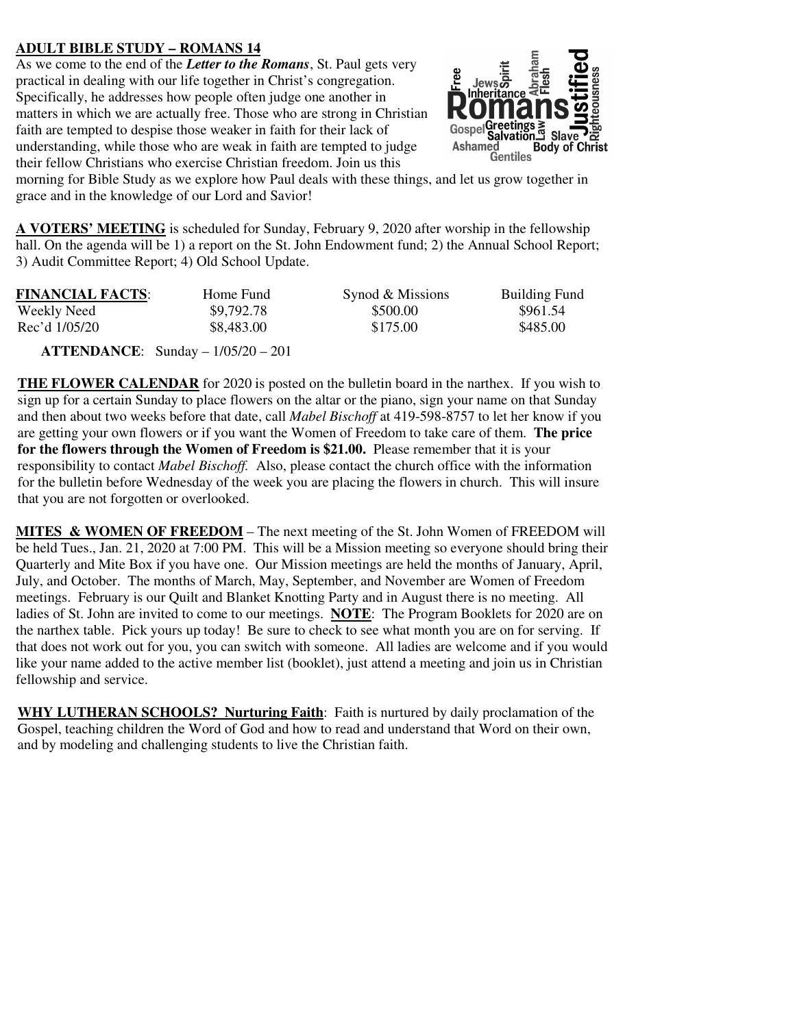**ADULT BIBLE STUDY – ROMANS 14**

As we come to the end of the ***Letter to the Romans***, St. Paul gets very practical in dealing with our life together in Christ's congregation. Specifically, he addresses how people often judge one another in matters in which we are actually free. Those who are strong in Christian faith are tempted to despise those weaker in faith for their lack of understanding, while those who are weak in faith are tempted to judge their fellow Christians who exercise Christian freedom. Join us this morning for Bible Study as we explore how Paul deals with these things, and let us grow together in grace and in the knowledge of our Lord and Savior!

**A VOTERS' MEETING** is scheduled for Sunday, February 9, 2020 after worship in the fellowship hall. On the agenda will be 1) a report on the St. John Endowment fund; 2) the Annual School Report; 3) Audit Committee Report; 4) Old School Update.

| **FINANCIAL FACTS**: | Home Fund | Synod & Missions | Building Fund |
|---|---|---|---|
| Weekly Need | $9,792.78 | $500.00 | $961.54 |
| Rec'd 1/05/20 | $8,483.00 | $175.00 | $485.00 |

**ATTENDANCE**: Sunday – 1/05/20 – 201

**THE FLOWER CALENDAR** for 2020 is posted on the bulletin board in the narthex. If you wish to sign up for a certain Sunday to place flowers on the altar or the piano, sign your name on that Sunday and then about two weeks before that date, call *Mabel Bischoff* at 419-598-8757 to let her know if you are getting your own flowers or if you want the Women of Freedom to take care of them. **The price for the flowers through the Women of Freedom is $21.00.** Please remember that it is your responsibility to contact *Mabel Bischoff*. Also, please contact the church office with the information for the bulletin before Wednesday of the week you are placing the flowers in church. This will insure that you are not forgotten or overlooked.

**MITES & WOMEN OF FREEDOM** – The next meeting of the St. John Women of FREEDOM will be held Tues., Jan. 21, 2020 at 7:00 PM. This will be a Mission meeting so everyone should bring their Quarterly and Mite Box if you have one. Our Mission meetings are held the months of January, April, July, and October. The months of March, May, September, and November are Women of Freedom meetings. February is our Quilt and Blanket Knotting Party and in August there is no meeting. All ladies of St. John are invited to come to our meetings. **NOTE**: The Program Booklets for 2020 are on the narthex table. Pick yours up today! Be sure to check to see what month you are on for serving. If that does not work out for you, you can switch with someone. All ladies are welcome and if you would like your name added to the active member list (booklet), just attend a meeting and join us in Christian fellowship and service.

**WHY LUTHERAN SCHOOLS? Nurturing Faith**: Faith is nurtured by daily proclamation of the Gospel, teaching children the Word of God and how to read and understand that Word on their own, and by modeling and challenging students to live the Christian faith.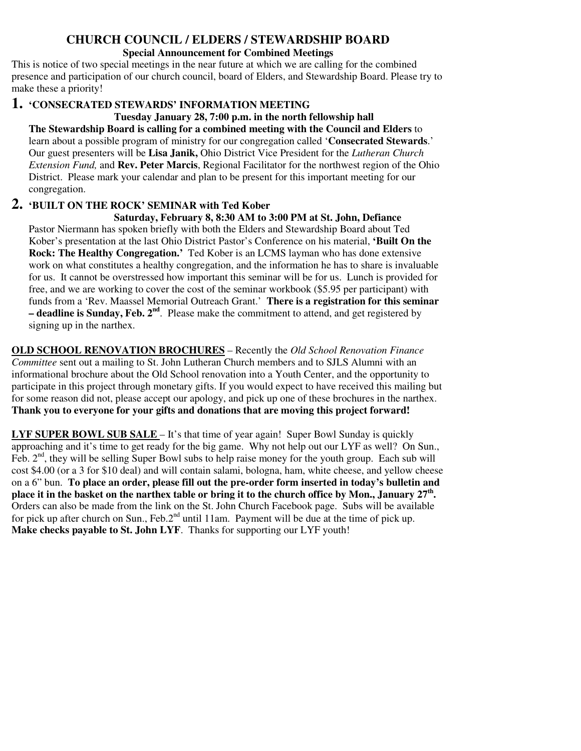# CHURCH COUNCIL / ELDERS / STEWARDSHIP BOARD

**Special Announcement for Combined Meetings**

This is notice of two special meetings in the near future at which we are calling for the combined presence and participation of our church council, board of Elders, and Stewardship Board. Please try to make these a priority!

## 1. 'CONSECRATED STEWARDS' INFORMATION MEETING

**Tuesday January 28, 7:00 p.m. in the north fellowship hall**

**The Stewardship Board is calling for a combined meeting with the Council and Elders** to learn about a possible program of ministry for our congregation called '**Consecrated Stewards**.' Our guest presenters will be **Lisa Janik,** Ohio District Vice President for the *Lutheran Church Extension Fund,* and **Rev. Peter Marcis**, Regional Facilitator for the northwest region of the Ohio District. Please mark your calendar and plan to be present for this important meeting for our congregation.

## 2. 'BUILT ON THE ROCK' SEMINAR with Ted Kober

**Saturday, February 8, 8:30 AM to 3:00 PM at St. John, Defiance**

Pastor Niermann has spoken briefly with both the Elders and Stewardship Board about Ted Kober's presentation at the last Ohio District Pastor's Conference on his material, **'Built On the Rock: The Healthy Congregation.'** Ted Kober is an LCMS layman who has done extensive work on what constitutes a healthy congregation, and the information he has to share is invaluable for us. It cannot be overstressed how important this seminar will be for us. Lunch is provided for free, and we are working to cover the cost of the seminar workbook ($5.95 per participant) with funds from a 'Rev. Maassel Memorial Outreach Grant.' **There is a registration for this seminar – deadline is Sunday, Feb. 2nd**. Please make the commitment to attend, and get registered by signing up in the narthex.

**OLD SCHOOL RENOVATION BROCHURES** – Recently the *Old School Renovation Finance Committee* sent out a mailing to St. John Lutheran Church members and to SJLS Alumni with an informational brochure about the Old School renovation into a Youth Center, and the opportunity to participate in this project through monetary gifts. If you would expect to have received this mailing but for some reason did not, please accept our apology, and pick up one of these brochures in the narthex. **Thank you to everyone for your gifts and donations that are moving this project forward!**

**LYF SUPER BOWL SUB SALE** – It's that time of year again! Super Bowl Sunday is quickly approaching and it's time to get ready for the big game. Why not help out our LYF as well? On Sun., Feb. 2nd, they will be selling Super Bowl subs to help raise money for the youth group. Each sub will cost $4.00 (or a 3 for $10 deal) and will contain salami, bologna, ham, white cheese, and yellow cheese on a 6" bun. **To place an order, please fill out the pre-order form inserted in today's bulletin and place it in the basket on the narthex table or bring it to the church office by Mon., January 27th.** Orders can also be made from the link on the St. John Church Facebook page. Subs will be available for pick up after church on Sun., Feb.2nd until 11am. Payment will be due at the time of pick up. **Make checks payable to St. John LYF**. Thanks for supporting our LYF youth!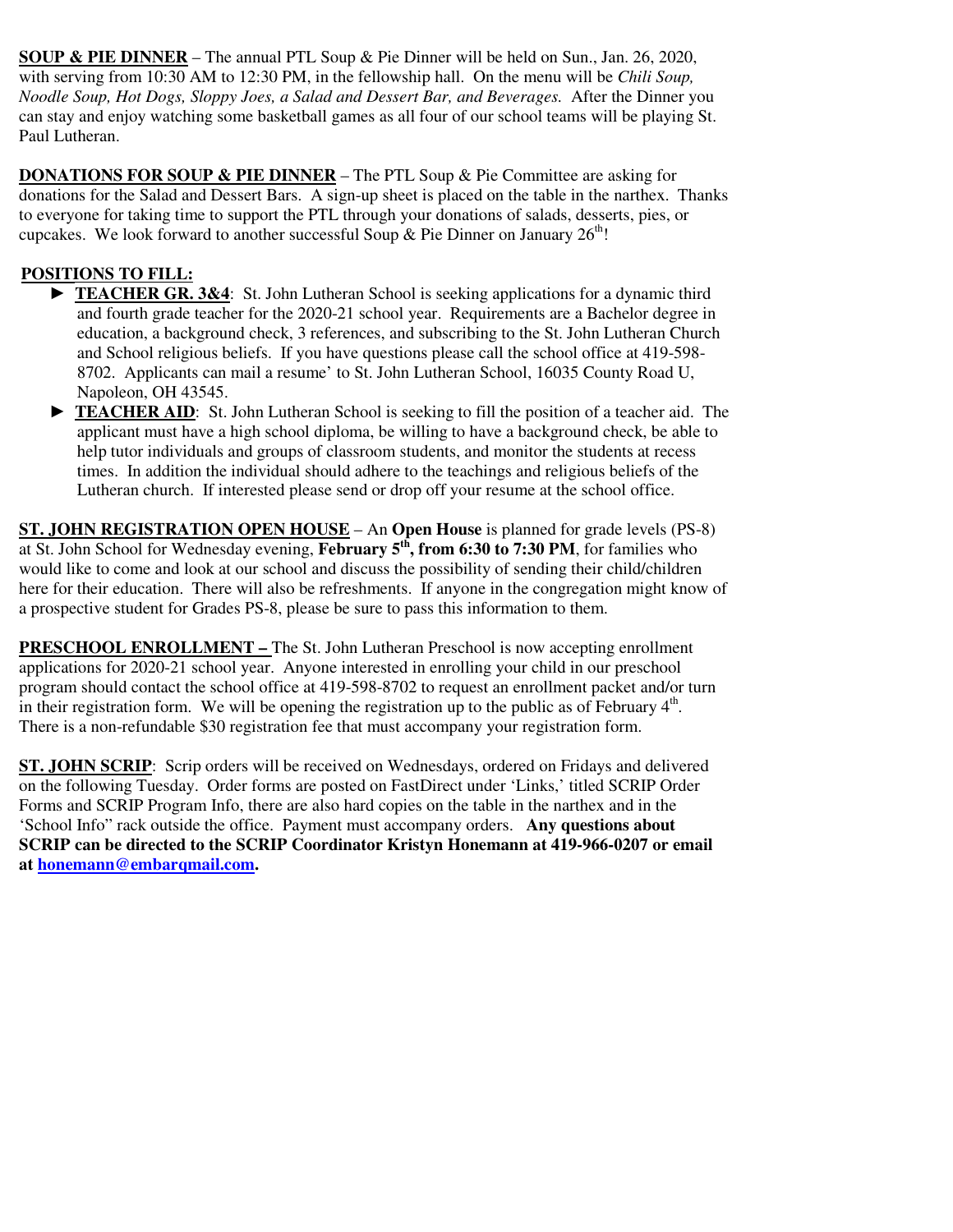**SOUP & PIE DINNER** – The annual PTL Soup & Pie Dinner will be held on Sun., Jan. 26, 2020, with serving from 10:30 AM to 12:30 PM, in the fellowship hall. On the menu will be *Chili Soup, Noodle Soup, Hot Dogs, Sloppy Joes, a Salad and Dessert Bar, and Beverages.* After the Dinner you can stay and enjoy watching some basketball games as all four of our school teams will be playing St. Paul Lutheran.

**DONATIONS FOR SOUP & PIE DINNER** – The PTL Soup & Pie Committee are asking for donations for the Salad and Dessert Bars. A sign-up sheet is placed on the table in the narthex. Thanks to everyone for taking time to support the PTL through your donations of salads, desserts, pies, or cupcakes. We look forward to another successful Soup & Pie Dinner on January 26th!

**POSITIONS TO FILL:**

- ► **TEACHER GR. 3&4**: St. John Lutheran School is seeking applications for a dynamic third and fourth grade teacher for the 2020-21 school year. Requirements are a Bachelor degree in education, a background check, 3 references, and subscribing to the St. John Lutheran Church and School religious beliefs. If you have questions please call the school office at 419-598-8702. Applicants can mail a resume' to St. John Lutheran School, 16035 County Road U, Napoleon, OH 43545.
- ► **TEACHER AID**: St. John Lutheran School is seeking to fill the position of a teacher aid. The applicant must have a high school diploma, be willing to have a background check, be able to help tutor individuals and groups of classroom students, and monitor the students at recess times. In addition the individual should adhere to the teachings and religious beliefs of the Lutheran church. If interested please send or drop off your resume at the school office.

**ST. JOHN REGISTRATION OPEN HOUSE** – An **Open House** is planned for grade levels (PS-8) at St. John School for Wednesday evening, **February 5th, from 6:30 to 7:30 PM**, for families who would like to come and look at our school and discuss the possibility of sending their child/children here for their education. There will also be refreshments. If anyone in the congregation might know of a prospective student for Grades PS-8, please be sure to pass this information to them.

**PRESCHOOL ENROLLMENT –** The St. John Lutheran Preschool is now accepting enrollment applications for 2020-21 school year. Anyone interested in enrolling your child in our preschool program should contact the school office at 419-598-8702 to request an enrollment packet and/or turn in their registration form. We will be opening the registration up to the public as of February 4th. There is a non-refundable $30 registration fee that must accompany your registration form.

**ST. JOHN SCRIP**: Scrip orders will be received on Wednesdays, ordered on Fridays and delivered on the following Tuesday. Order forms are posted on FastDirect under 'Links,' titled SCRIP Order Forms and SCRIP Program Info, there are also hard copies on the table in the narthex and in the 'School Info" rack outside the office. Payment must accompany orders. **Any questions about SCRIP can be directed to the SCRIP Coordinator Kristyn Honemann at 419-966-0207 or email at honemann@embarqmail.com.**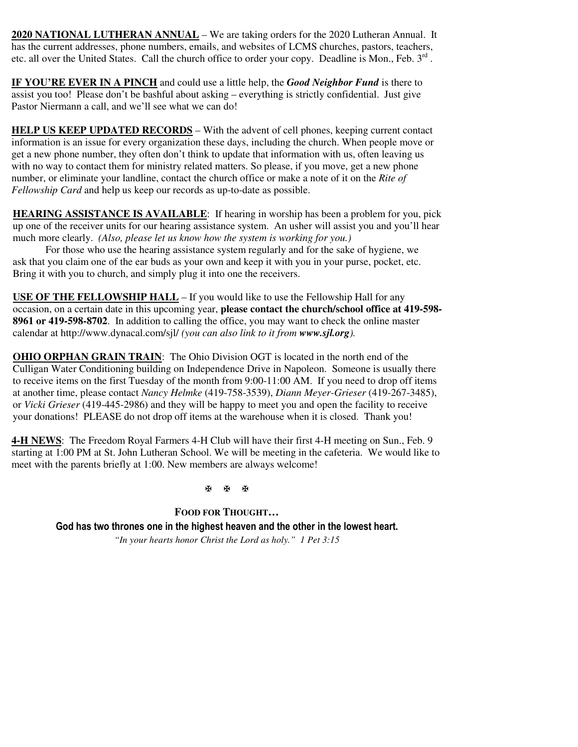**2020 NATIONAL LUTHERAN ANNUAL** – We are taking orders for the 2020 Lutheran Annual. It has the current addresses, phone numbers, emails, and websites of LCMS churches, pastors, teachers, etc. all over the United States. Call the church office to order your copy. Deadline is Mon., Feb. 3rd.

**IF YOU'RE EVER IN A PINCH** and could use a little help, the ***Good Neighbor Fund*** is there to assist you too! Please don't be bashful about asking – everything is strictly confidential. Just give Pastor Niermann a call, and we'll see what we can do!

**HELP US KEEP UPDATED RECORDS** – With the advent of cell phones, keeping current contact information is an issue for every organization these days, including the church. When people move or get a new phone number, they often don't think to update that information with us, often leaving us with no way to contact them for ministry related matters. So please, if you move, get a new phone number, or eliminate your landline, contact the church office or make a note of it on the *Rite of Fellowship Card* and help us keep our records as up-to-date as possible.

**HEARING ASSISTANCE IS AVAILABLE**: If hearing in worship has been a problem for you, pick up one of the receiver units for our hearing assistance system. An usher will assist you and you'll hear much more clearly. *(Also, please let us know how the system is working for you.)*

For those who use the hearing assistance system regularly and for the sake of hygiene, we ask that you claim one of the ear buds as your own and keep it with you in your purse, pocket, etc. Bring it with you to church, and simply plug it into one the receivers.

**USE OF THE FELLOWSHIP HALL** – If you would like to use the Fellowship Hall for any occasion, on a certain date in this upcoming year, **please contact the church/school office at 419-598-8961 or 419-598-8702**. In addition to calling the office, you may want to check the online master calendar at http://www.dynacal.com/sjl/ *(you can also link to it from **www.sjl.org**).*

**OHIO ORPHAN GRAIN TRAIN**: The Ohio Division OGT is located in the north end of the Culligan Water Conditioning building on Independence Drive in Napoleon. Someone is usually there to receive items on the first Tuesday of the month from 9:00-11:00 AM. If you need to drop off items at another time, please contact *Nancy Helmke* (419-758-3539), *Diann Meyer-Grieser* (419-267-3485), or *Vicki Grieser* (419-445-2986) and they will be happy to meet you and open the facility to receive your donations! PLEASE do not drop off items at the warehouse when it is closed. Thank you!

**4-H NEWS**: The Freedom Royal Farmers 4-H Club will have their first 4-H meeting on Sun., Feb. 9 starting at 1:00 PM at St. John Lutheran School. We will be meeting in the cafeteria. We would like to meet with the parents briefly at 1:00. New members are always welcome!

✠ ✠ ✠

**FOOD FOR THOUGHT…**

**God has two thrones one in the highest heaven and the other in the lowest heart.**

*"In your hearts honor Christ the Lord as holy." 1 Pet 3:15*